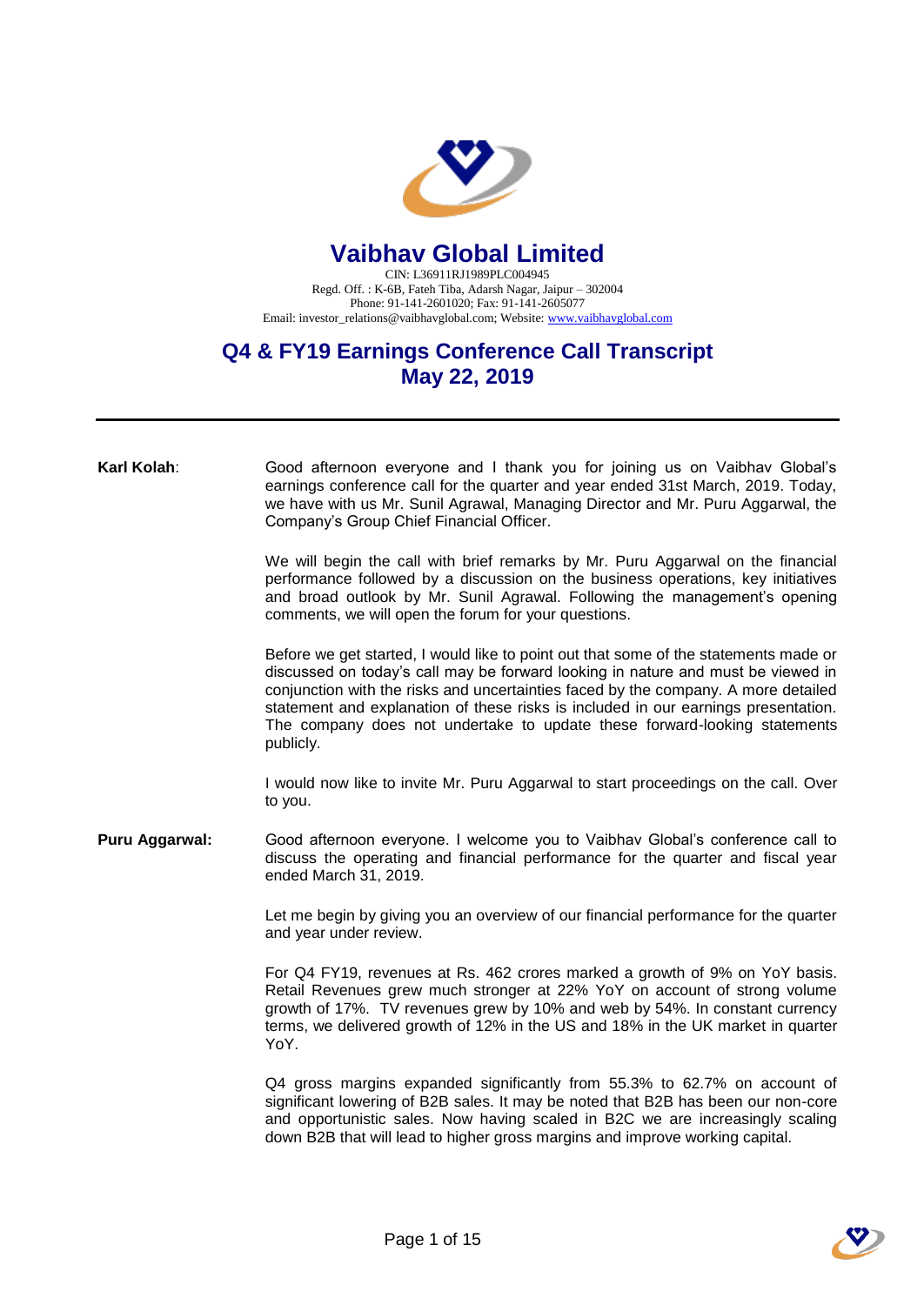# Vaibhav Global Limited

CIN: L36911RJ1989PLC004945
Regd. Off. : K-6B, Fateh Tiba, Adarsh Nagar, Jaipur – 302004
Phone: 91-141-2601020; Fax: 91-141-2605077
Email: investor_relations@vaibhavglobal.com; Website: www.vaibhavglobal.com

## Q4 & FY19 Earnings Conference Call Transcript
## May 22, 2019

---

**Karl Kolah**: Good afternoon everyone and I thank you for joining us on Vaibhav Global's earnings conference call for the quarter and year ended 31st March, 2019. Today, we have with us Mr. Sunil Agrawal, Managing Director and Mr. Puru Aggarwal, the Company's Group Chief Financial Officer.

We will begin the call with brief remarks by Mr. Puru Aggarwal on the financial performance followed by a discussion on the business operations, key initiatives and broad outlook by Mr. Sunil Agrawal. Following the management's opening comments, we will open the forum for your questions.

Before we get started, I would like to point out that some of the statements made or discussed on today's call may be forward looking in nature and must be viewed in conjunction with the risks and uncertainties faced by the company. A more detailed statement and explanation of these risks is included in our earnings presentation. The company does not undertake to update these forward-looking statements publicly.

I would now like to invite Mr. Puru Aggarwal to start proceedings on the call. Over to you.

**Puru Aggarwal:** Good afternoon everyone. I welcome you to Vaibhav Global's conference call to discuss the operating and financial performance for the quarter and fiscal year ended March 31, 2019.

Let me begin by giving you an overview of our financial performance for the quarter and year under review.

For Q4 FY19, revenues at Rs. 462 crores marked a growth of 9% on YoY basis. Retail Revenues grew much stronger at 22% YoY on account of strong volume growth of 17%. TV revenues grew by 10% and web by 54%. In constant currency terms, we delivered growth of 12% in the US and 18% in the UK market in quarter YoY.

Q4 gross margins expanded significantly from 55.3% to 62.7% on account of significant lowering of B2B sales. It may be noted that B2B has been our non-core and opportunistic sales. Now having scaled in B2C we are increasingly scaling down B2B that will lead to higher gross margins and improve working capital.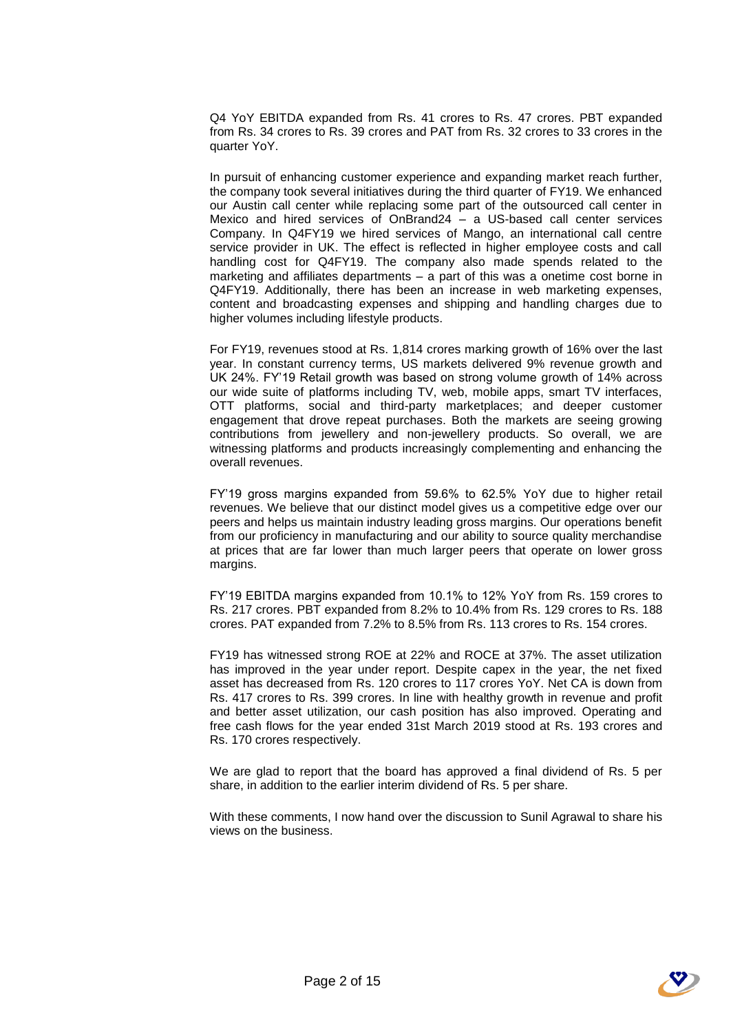Q4 YoY EBITDA expanded from Rs. 41 crores to Rs. 47 crores. PBT expanded from Rs. 34 crores to Rs. 39 crores and PAT from Rs. 32 crores to 33 crores in the quarter YoY.

In pursuit of enhancing customer experience and expanding market reach further, the company took several initiatives during the third quarter of FY19. We enhanced our Austin call center while replacing some part of the outsourced call center in Mexico and hired services of OnBrand24 – a US-based call center services Company. In Q4FY19 we hired services of Mango, an international call centre service provider in UK. The effect is reflected in higher employee costs and call handling cost for Q4FY19. The company also made spends related to the marketing and affiliates departments – a part of this was a onetime cost borne in Q4FY19. Additionally, there has been an increase in web marketing expenses, content and broadcasting expenses and shipping and handling charges due to higher volumes including lifestyle products.

For FY19, revenues stood at Rs. 1,814 crores marking growth of 16% over the last year. In constant currency terms, US markets delivered 9% revenue growth and UK 24%. FY'19 Retail growth was based on strong volume growth of 14% across our wide suite of platforms including TV, web, mobile apps, smart TV interfaces, OTT platforms, social and third-party marketplaces; and deeper customer engagement that drove repeat purchases. Both the markets are seeing growing contributions from jewellery and non-jewellery products. So overall, we are witnessing platforms and products increasingly complementing and enhancing the overall revenues.

FY'19 gross margins expanded from 59.6% to 62.5% YoY due to higher retail revenues. We believe that our distinct model gives us a competitive edge over our peers and helps us maintain industry leading gross margins. Our operations benefit from our proficiency in manufacturing and our ability to source quality merchandise at prices that are far lower than much larger peers that operate on lower gross margins.

FY'19 EBITDA margins expanded from 10.1% to 12% YoY from Rs. 159 crores to Rs. 217 crores. PBT expanded from 8.2% to 10.4% from Rs. 129 crores to Rs. 188 crores. PAT expanded from 7.2% to 8.5% from Rs. 113 crores to Rs. 154 crores.

FY19 has witnessed strong ROE at 22% and ROCE at 37%. The asset utilization has improved in the year under report. Despite capex in the year, the net fixed asset has decreased from Rs. 120 crores to 117 crores YoY. Net CA is down from Rs. 417 crores to Rs. 399 crores. In line with healthy growth in revenue and profit and better asset utilization, our cash position has also improved. Operating and free cash flows for the year ended 31st March 2019 stood at Rs. 193 crores and Rs. 170 crores respectively.

We are glad to report that the board has approved a final dividend of Rs. 5 per share, in addition to the earlier interim dividend of Rs. 5 per share.

With these comments, I now hand over the discussion to Sunil Agrawal to share his views on the business.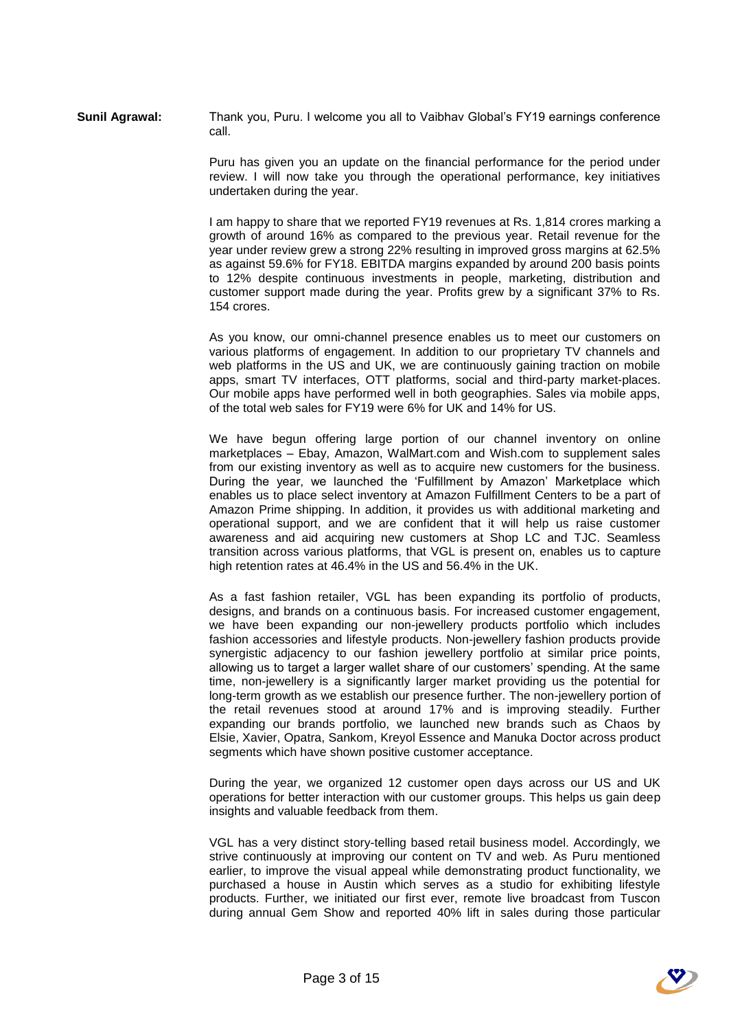**Sunil Agrawal:** Thank you, Puru. I welcome you all to Vaibhav Global's FY19 earnings conference call.

Puru has given you an update on the financial performance for the period under review. I will now take you through the operational performance, key initiatives undertaken during the year.

I am happy to share that we reported FY19 revenues at Rs. 1,814 crores marking a growth of around 16% as compared to the previous year. Retail revenue for the year under review grew a strong 22% resulting in improved gross margins at 62.5% as against 59.6% for FY18. EBITDA margins expanded by around 200 basis points to 12% despite continuous investments in people, marketing, distribution and customer support made during the year. Profits grew by a significant 37% to Rs. 154 crores.

As you know, our omni-channel presence enables us to meet our customers on various platforms of engagement. In addition to our proprietary TV channels and web platforms in the US and UK, we are continuously gaining traction on mobile apps, smart TV interfaces, OTT platforms, social and third-party market-places. Our mobile apps have performed well in both geographies. Sales via mobile apps, of the total web sales for FY19 were 6% for UK and 14% for US.

We have begun offering large portion of our channel inventory on online marketplaces – Ebay, Amazon, WalMart.com and Wish.com to supplement sales from our existing inventory as well as to acquire new customers for the business. During the year, we launched the 'Fulfillment by Amazon' Marketplace which enables us to place select inventory at Amazon Fulfillment Centers to be a part of Amazon Prime shipping. In addition, it provides us with additional marketing and operational support, and we are confident that it will help us raise customer awareness and aid acquiring new customers at Shop LC and TJC. Seamless transition across various platforms, that VGL is present on, enables us to capture high retention rates at 46.4% in the US and 56.4% in the UK.

As a fast fashion retailer, VGL has been expanding its portfolio of products, designs, and brands on a continuous basis. For increased customer engagement, we have been expanding our non-jewellery products portfolio which includes fashion accessories and lifestyle products. Non-jewellery fashion products provide synergistic adjacency to our fashion jewellery portfolio at similar price points, allowing us to target a larger wallet share of our customers' spending. At the same time, non-jewellery is a significantly larger market providing us the potential for long-term growth as we establish our presence further. The non-jewellery portion of the retail revenues stood at around 17% and is improving steadily. Further expanding our brands portfolio, we launched new brands such as Chaos by Elsie, Xavier, Opatra, Sankom, Kreyol Essence and Manuka Doctor across product segments which have shown positive customer acceptance.

During the year, we organized 12 customer open days across our US and UK operations for better interaction with our customer groups. This helps us gain deep insights and valuable feedback from them.

VGL has a very distinct story-telling based retail business model. Accordingly, we strive continuously at improving our content on TV and web. As Puru mentioned earlier, to improve the visual appeal while demonstrating product functionality, we purchased a house in Austin which serves as a studio for exhibiting lifestyle products. Further, we initiated our first ever, remote live broadcast from Tuscon during annual Gem Show and reported 40% lift in sales during those particular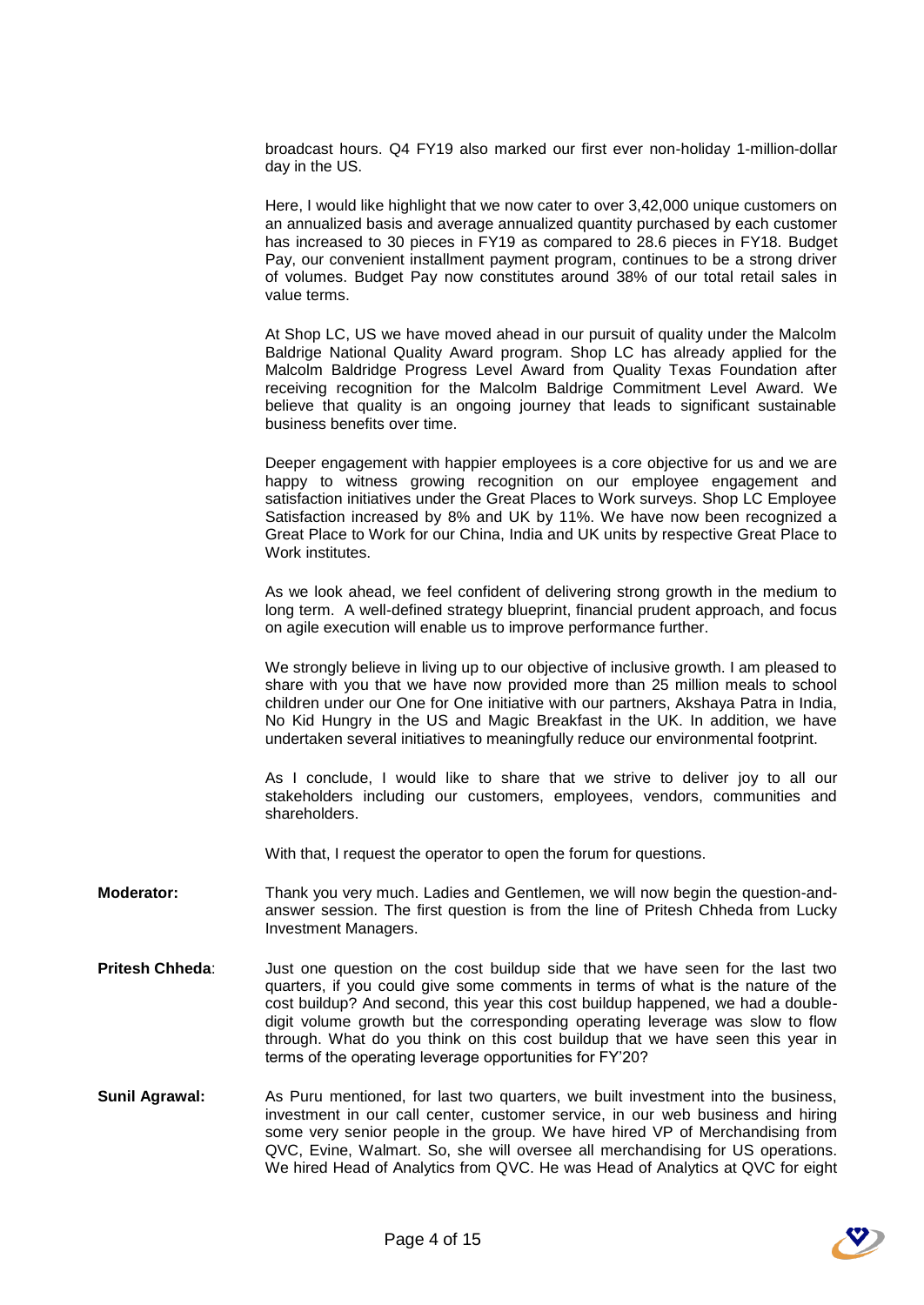broadcast hours. Q4 FY19 also marked our first ever non-holiday 1-million-dollar day in the US.

Here, I would like highlight that we now cater to over 3,42,000 unique customers on an annualized basis and average annualized quantity purchased by each customer has increased to 30 pieces in FY19 as compared to 28.6 pieces in FY18. Budget Pay, our convenient installment payment program, continues to be a strong driver of volumes. Budget Pay now constitutes around 38% of our total retail sales in value terms.

At Shop LC, US we have moved ahead in our pursuit of quality under the Malcolm Baldrige National Quality Award program. Shop LC has already applied for the Malcolm Baldridge Progress Level Award from Quality Texas Foundation after receiving recognition for the Malcolm Baldrige Commitment Level Award. We believe that quality is an ongoing journey that leads to significant sustainable business benefits over time.

Deeper engagement with happier employees is a core objective for us and we are happy to witness growing recognition on our employee engagement and satisfaction initiatives under the Great Places to Work surveys. Shop LC Employee Satisfaction increased by 8% and UK by 11%. We have now been recognized a Great Place to Work for our China, India and UK units by respective Great Place to Work institutes.

As we look ahead, we feel confident of delivering strong growth in the medium to long term. A well-defined strategy blueprint, financial prudent approach, and focus on agile execution will enable us to improve performance further.

We strongly believe in living up to our objective of inclusive growth. I am pleased to share with you that we have now provided more than 25 million meals to school children under our One for One initiative with our partners, Akshaya Patra in India, No Kid Hungry in the US and Magic Breakfast in the UK. In addition, we have undertaken several initiatives to meaningfully reduce our environmental footprint.

As I conclude, I would like to share that we strive to deliver joy to all our stakeholders including our customers, employees, vendors, communities and shareholders.

With that, I request the operator to open the forum for questions.

**Moderator:** Thank you very much. Ladies and Gentlemen, we will now begin the question-and-answer session. The first question is from the line of Pritesh Chheda from Lucky Investment Managers.

**Pritesh Chheda**: Just one question on the cost buildup side that we have seen for the last two quarters, if you could give some comments in terms of what is the nature of the cost buildup? And second, this year this cost buildup happened, we had a double-digit volume growth but the corresponding operating leverage was slow to flow through. What do you think on this cost buildup that we have seen this year in terms of the operating leverage opportunities for FY'20?

**Sunil Agrawal:** As Puru mentioned, for last two quarters, we built investment into the business, investment in our call center, customer service, in our web business and hiring some very senior people in the group. We have hired VP of Merchandising from QVC, Evine, Walmart. So, she will oversee all merchandising for US operations. We hired Head of Analytics from QVC. He was Head of Analytics at QVC for eight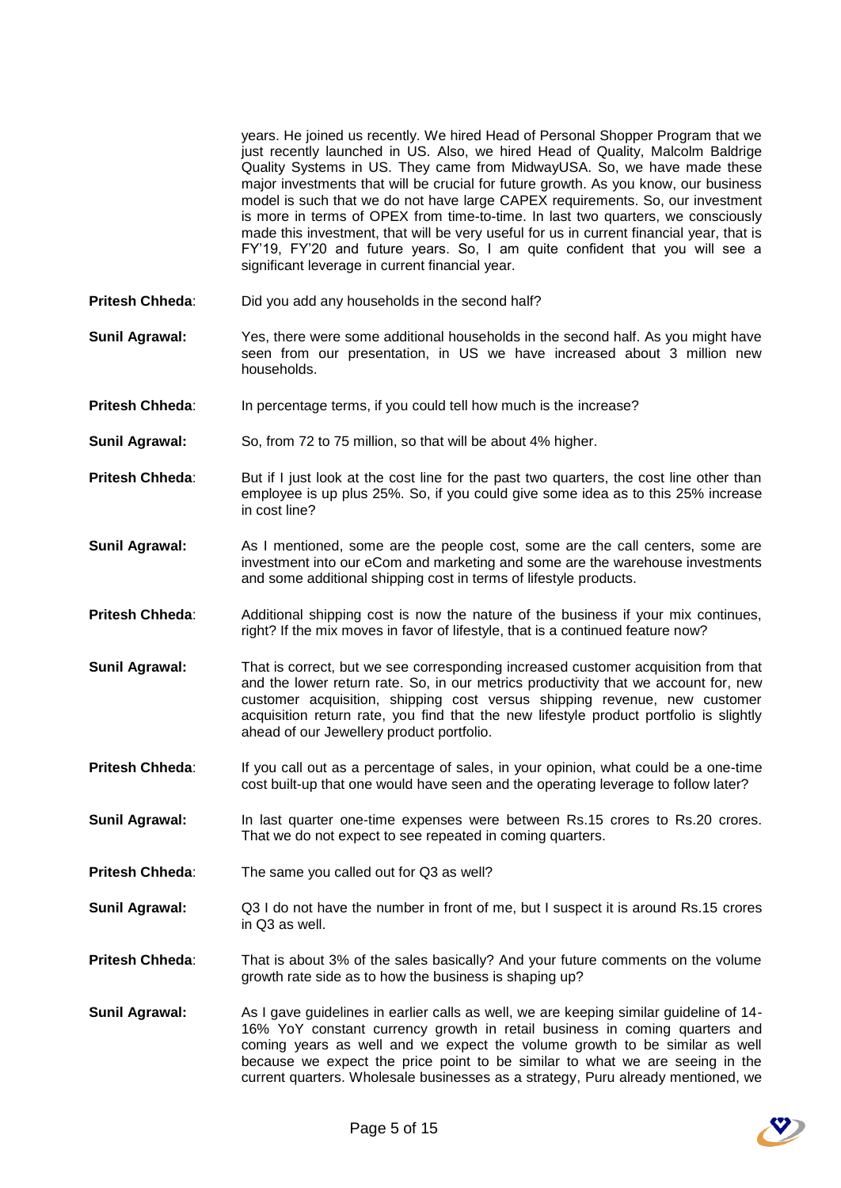years. He joined us recently. We hired Head of Personal Shopper Program that we just recently launched in US. Also, we hired Head of Quality, Malcolm Baldrige Quality Systems in US. They came from MidwayUSA. So, we have made these major investments that will be crucial for future growth. As you know, our business model is such that we do not have large CAPEX requirements. So, our investment is more in terms of OPEX from time-to-time. In last two quarters, we consciously made this investment, that will be very useful for us in current financial year, that is FY'19, FY'20 and future years. So, I am quite confident that you will see a significant leverage in current financial year.

**Pritesh Chheda**: Did you add any households in the second half?

**Sunil Agrawal:** Yes, there were some additional households in the second half. As you might have seen from our presentation, in US we have increased about 3 million new households.

**Pritesh Chheda**: In percentage terms, if you could tell how much is the increase?

**Sunil Agrawal:** So, from 72 to 75 million, so that will be about 4% higher.

**Pritesh Chheda**: But if I just look at the cost line for the past two quarters, the cost line other than employee is up plus 25%. So, if you could give some idea as to this 25% increase in cost line?

**Sunil Agrawal:** As I mentioned, some are the people cost, some are the call centers, some are investment into our eCom and marketing and some are the warehouse investments and some additional shipping cost in terms of lifestyle products.

**Pritesh Chheda**: Additional shipping cost is now the nature of the business if your mix continues, right? If the mix moves in favor of lifestyle, that is a continued feature now?

**Sunil Agrawal:** That is correct, but we see corresponding increased customer acquisition from that and the lower return rate. So, in our metrics productivity that we account for, new customer acquisition, shipping cost versus shipping revenue, new customer acquisition return rate, you find that the new lifestyle product portfolio is slightly ahead of our Jewellery product portfolio.

**Pritesh Chheda**: If you call out as a percentage of sales, in your opinion, what could be a one-time cost built-up that one would have seen and the operating leverage to follow later?

**Sunil Agrawal:** In last quarter one-time expenses were between Rs.15 crores to Rs.20 crores. That we do not expect to see repeated in coming quarters.

**Pritesh Chheda**: The same you called out for Q3 as well?

**Sunil Agrawal:** Q3 I do not have the number in front of me, but I suspect it is around Rs.15 crores in Q3 as well.

**Pritesh Chheda**: That is about 3% of the sales basically? And your future comments on the volume growth rate side as to how the business is shaping up?

**Sunil Agrawal:** As I gave guidelines in earlier calls as well, we are keeping similar guideline of 14-16% YoY constant currency growth in retail business in coming quarters and coming years as well and we expect the volume growth to be similar as well because we expect the price point to be similar to what we are seeing in the current quarters. Wholesale businesses as a strategy, Puru already mentioned, we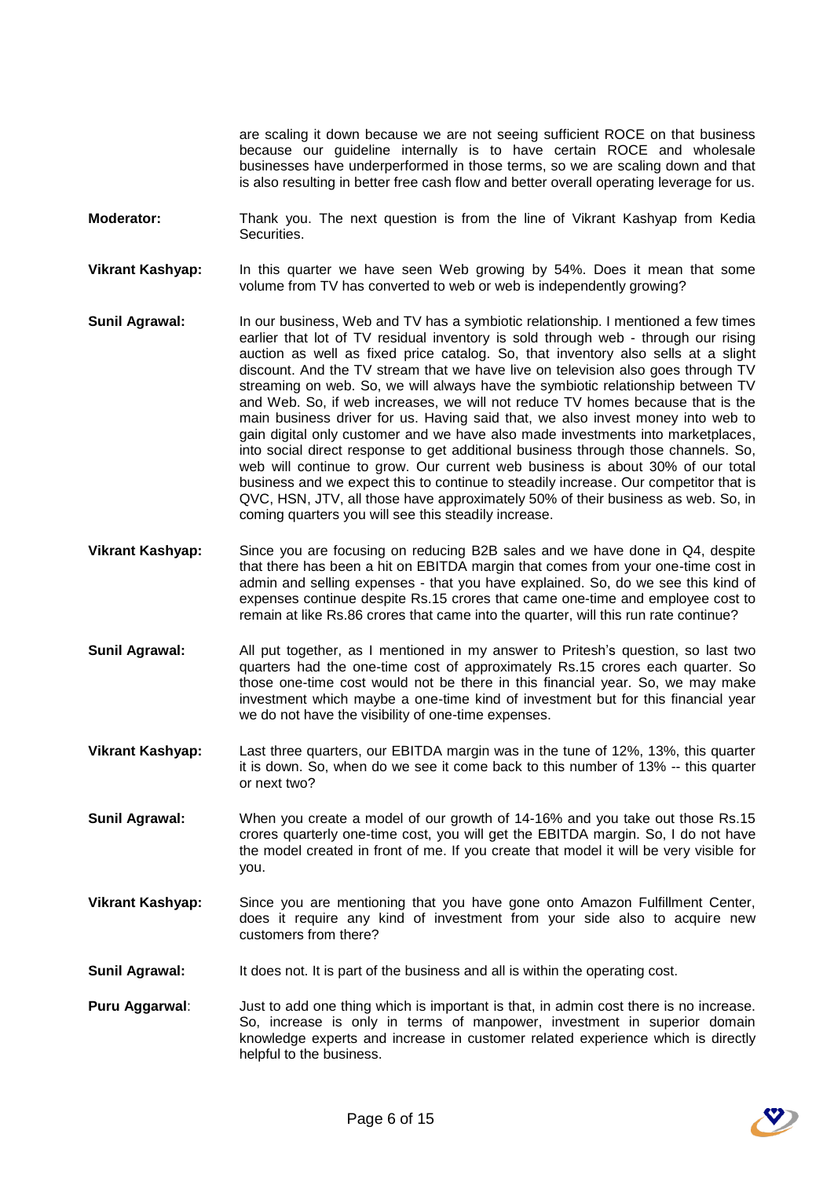are scaling it down because we are not seeing sufficient ROCE on that business because our guideline internally is to have certain ROCE and wholesale businesses have underperformed in those terms, so we are scaling down and that is also resulting in better free cash flow and better overall operating leverage for us.

**Moderator:** Thank you. The next question is from the line of Vikrant Kashyap from Kedia Securities.

**Vikrant Kashyap:** In this quarter we have seen Web growing by 54%. Does it mean that some volume from TV has converted to web or web is independently growing?

**Sunil Agrawal:** In our business, Web and TV has a symbiotic relationship. I mentioned a few times earlier that lot of TV residual inventory is sold through web - through our rising auction as well as fixed price catalog. So, that inventory also sells at a slight discount. And the TV stream that we have live on television also goes through TV streaming on web. So, we will always have the symbiotic relationship between TV and Web. So, if web increases, we will not reduce TV homes because that is the main business driver for us. Having said that, we also invest money into web to gain digital only customer and we have also made investments into marketplaces, into social direct response to get additional business through those channels. So, web will continue to grow. Our current web business is about 30% of our total business and we expect this to continue to steadily increase. Our competitor that is QVC, HSN, JTV, all those have approximately 50% of their business as web. So, in coming quarters you will see this steadily increase.

**Vikrant Kashyap:** Since you are focusing on reducing B2B sales and we have done in Q4, despite that there has been a hit on EBITDA margin that comes from your one-time cost in admin and selling expenses - that you have explained. So, do we see this kind of expenses continue despite Rs.15 crores that came one-time and employee cost to remain at like Rs.86 crores that came into the quarter, will this run rate continue?

**Sunil Agrawal:** All put together, as I mentioned in my answer to Pritesh's question, so last two quarters had the one-time cost of approximately Rs.15 crores each quarter. So those one-time cost would not be there in this financial year. So, we may make investment which maybe a one-time kind of investment but for this financial year we do not have the visibility of one-time expenses.

**Vikrant Kashyap:** Last three quarters, our EBITDA margin was in the tune of 12%, 13%, this quarter it is down. So, when do we see it come back to this number of 13% -- this quarter or next two?

**Sunil Agrawal:** When you create a model of our growth of 14-16% and you take out those Rs.15 crores quarterly one-time cost, you will get the EBITDA margin. So, I do not have the model created in front of me. If you create that model it will be very visible for you.

**Vikrant Kashyap:** Since you are mentioning that you have gone onto Amazon Fulfillment Center, does it require any kind of investment from your side also to acquire new customers from there?

**Sunil Agrawal:** It does not. It is part of the business and all is within the operating cost.

**Puru Aggarwal**: Just to add one thing which is important is that, in admin cost there is no increase. So, increase is only in terms of manpower, investment in superior domain knowledge experts and increase in customer related experience which is directly helpful to the business.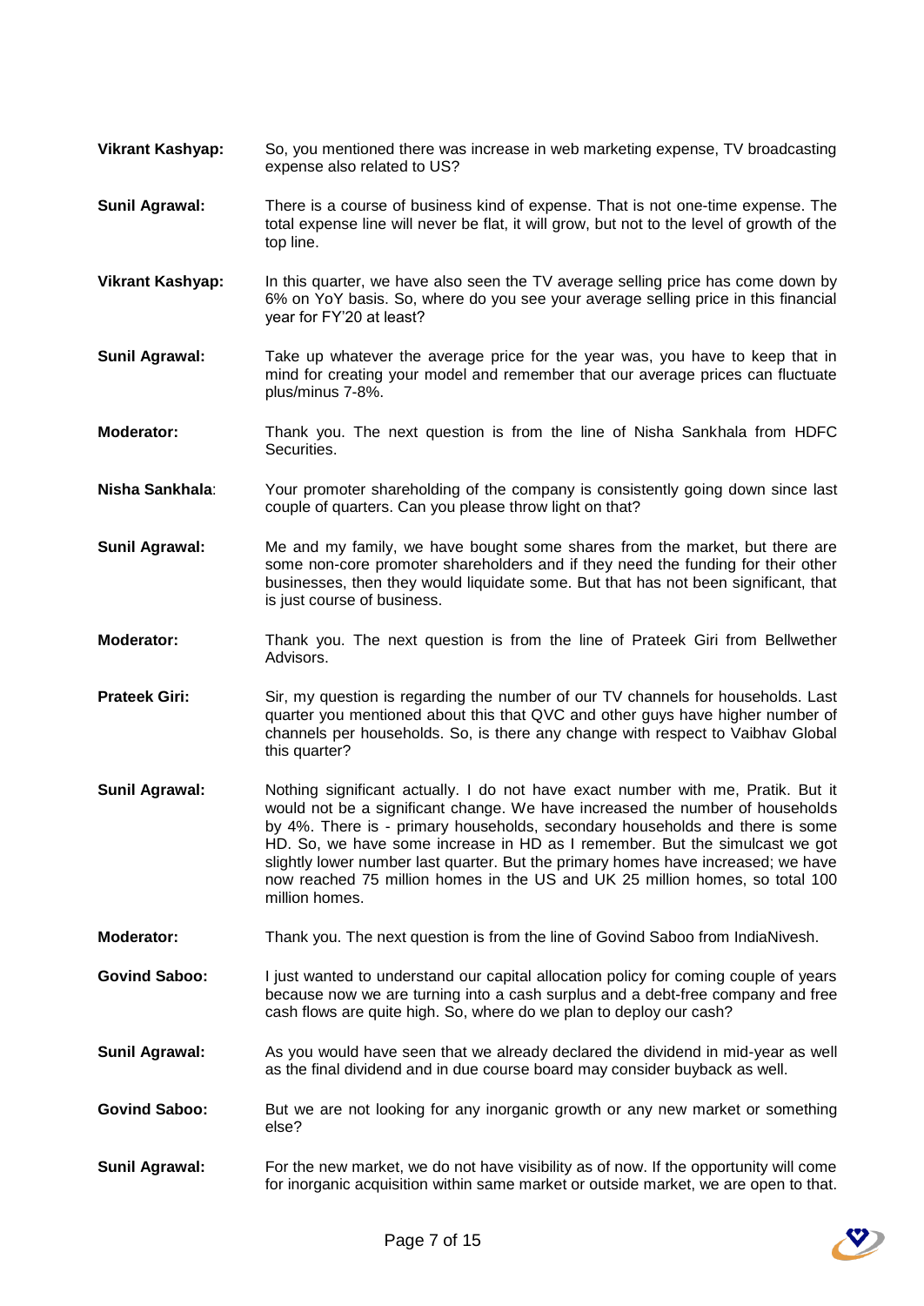**Vikrant Kashyap:** So, you mentioned there was increase in web marketing expense, TV broadcasting expense also related to US?

**Sunil Agrawal:** There is a course of business kind of expense. That is not one-time expense. The total expense line will never be flat, it will grow, but not to the level of growth of the top line.

**Vikrant Kashyap:** In this quarter, we have also seen the TV average selling price has come down by 6% on YoY basis. So, where do you see your average selling price in this financial year for FY'20 at least?

**Sunil Agrawal:** Take up whatever the average price for the year was, you have to keep that in mind for creating your model and remember that our average prices can fluctuate plus/minus 7-8%.

**Moderator:** Thank you. The next question is from the line of Nisha Sankhala from HDFC Securities.

**Nisha Sankhala**: Your promoter shareholding of the company is consistently going down since last couple of quarters. Can you please throw light on that?

**Sunil Agrawal:** Me and my family, we have bought some shares from the market, but there are some non-core promoter shareholders and if they need the funding for their other businesses, then they would liquidate some. But that has not been significant, that is just course of business.

**Moderator:** Thank you. The next question is from the line of Prateek Giri from Bellwether Advisors.

**Prateek Giri:** Sir, my question is regarding the number of our TV channels for households. Last quarter you mentioned about this that QVC and other guys have higher number of channels per households. So, is there any change with respect to Vaibhav Global this quarter?

**Sunil Agrawal:** Nothing significant actually. I do not have exact number with me, Pratik. But it would not be a significant change. We have increased the number of households by 4%. There is - primary households, secondary households and there is some HD. So, we have some increase in HD as I remember. But the simulcast we got slightly lower number last quarter. But the primary homes have increased; we have now reached 75 million homes in the US and UK 25 million homes, so total 100 million homes.

**Moderator:** Thank you. The next question is from the line of Govind Saboo from IndiaNivesh.

**Govind Saboo:** I just wanted to understand our capital allocation policy for coming couple of years because now we are turning into a cash surplus and a debt-free company and free cash flows are quite high. So, where do we plan to deploy our cash?

**Sunil Agrawal:** As you would have seen that we already declared the dividend in mid-year as well as the final dividend and in due course board may consider buyback as well.

**Govind Saboo:** But we are not looking for any inorganic growth or any new market or something else?

**Sunil Agrawal:** For the new market, we do not have visibility as of now. If the opportunity will come for inorganic acquisition within same market or outside market, we are open to that.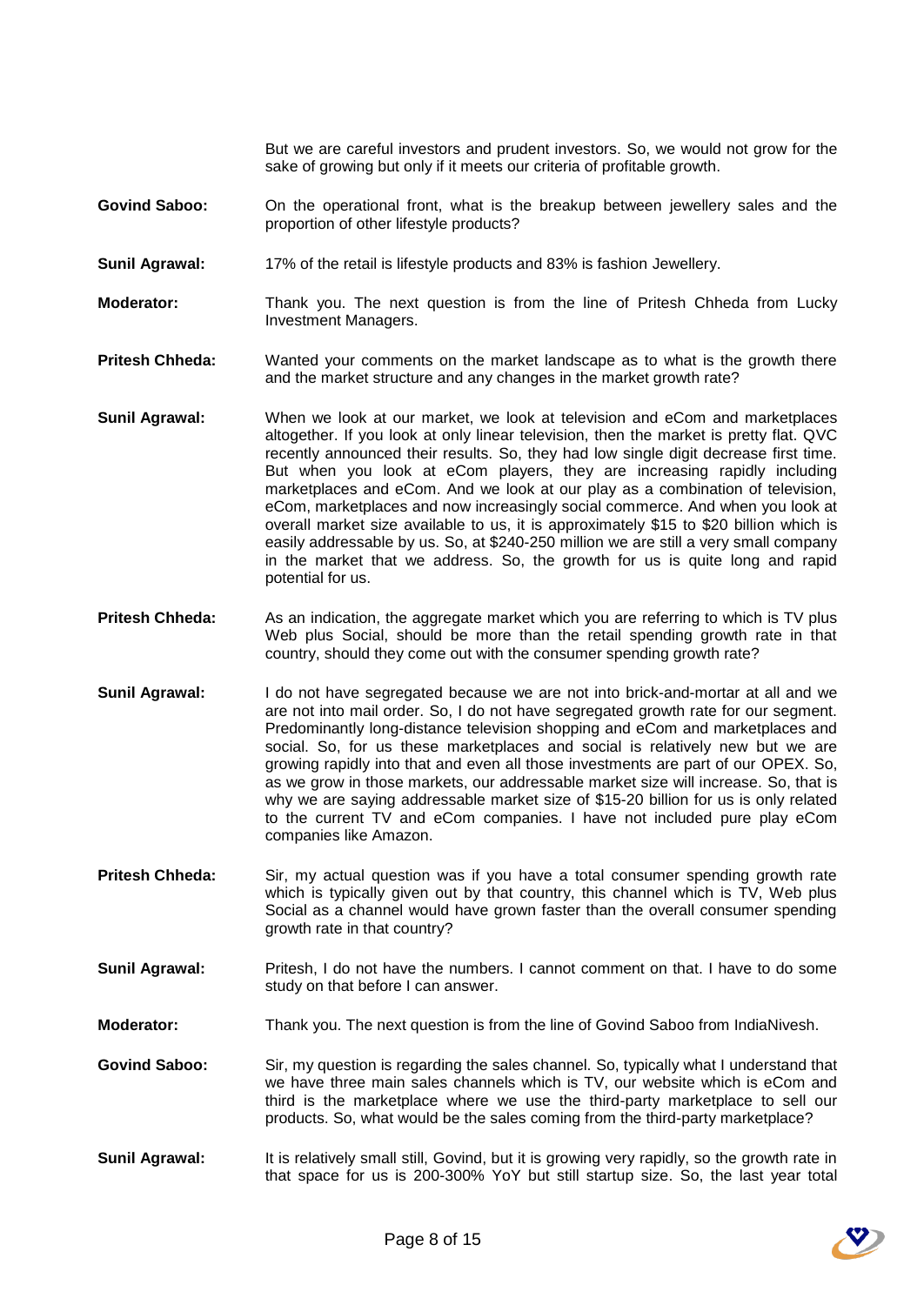But we are careful investors and prudent investors. So, we would not grow for the sake of growing but only if it meets our criteria of profitable growth.

**Govind Saboo:** On the operational front, what is the breakup between jewellery sales and the proportion of other lifestyle products?

**Sunil Agrawal:** 17% of the retail is lifestyle products and 83% is fashion Jewellery.

**Moderator:** Thank you. The next question is from the line of Pritesh Chheda from Lucky Investment Managers.

**Pritesh Chheda:** Wanted your comments on the market landscape as to what is the growth there and the market structure and any changes in the market growth rate?

**Sunil Agrawal:** When we look at our market, we look at television and eCom and marketplaces altogether. If you look at only linear television, then the market is pretty flat. QVC recently announced their results. So, they had low single digit decrease first time. But when you look at eCom players, they are increasing rapidly including marketplaces and eCom. And we look at our play as a combination of television, eCom, marketplaces and now increasingly social commerce. And when you look at overall market size available to us, it is approximately $15 to $20 billion which is easily addressable by us. So, at $240-250 million we are still a very small company in the market that we address. So, the growth for us is quite long and rapid potential for us.

**Pritesh Chheda:** As an indication, the aggregate market which you are referring to which is TV plus Web plus Social, should be more than the retail spending growth rate in that country, should they come out with the consumer spending growth rate?

**Sunil Agrawal:** I do not have segregated because we are not into brick-and-mortar at all and we are not into mail order. So, I do not have segregated growth rate for our segment. Predominantly long-distance television shopping and eCom and marketplaces and social. So, for us these marketplaces and social is relatively new but we are growing rapidly into that and even all those investments are part of our OPEX. So, as we grow in those markets, our addressable market size will increase. So, that is why we are saying addressable market size of $15-20 billion for us is only related to the current TV and eCom companies. I have not included pure play eCom companies like Amazon.

**Pritesh Chheda:** Sir, my actual question was if you have a total consumer spending growth rate which is typically given out by that country, this channel which is TV, Web plus Social as a channel would have grown faster than the overall consumer spending growth rate in that country?

**Sunil Agrawal:** Pritesh, I do not have the numbers. I cannot comment on that. I have to do some study on that before I can answer.

**Moderator:** Thank you. The next question is from the line of Govind Saboo from IndiaNivesh.

**Govind Saboo:** Sir, my question is regarding the sales channel. So, typically what I understand that we have three main sales channels which is TV, our website which is eCom and third is the marketplace where we use the third-party marketplace to sell our products. So, what would be the sales coming from the third-party marketplace?

**Sunil Agrawal:** It is relatively small still, Govind, but it is growing very rapidly, so the growth rate in that space for us is 200-300% YoY but still startup size. So, the last year total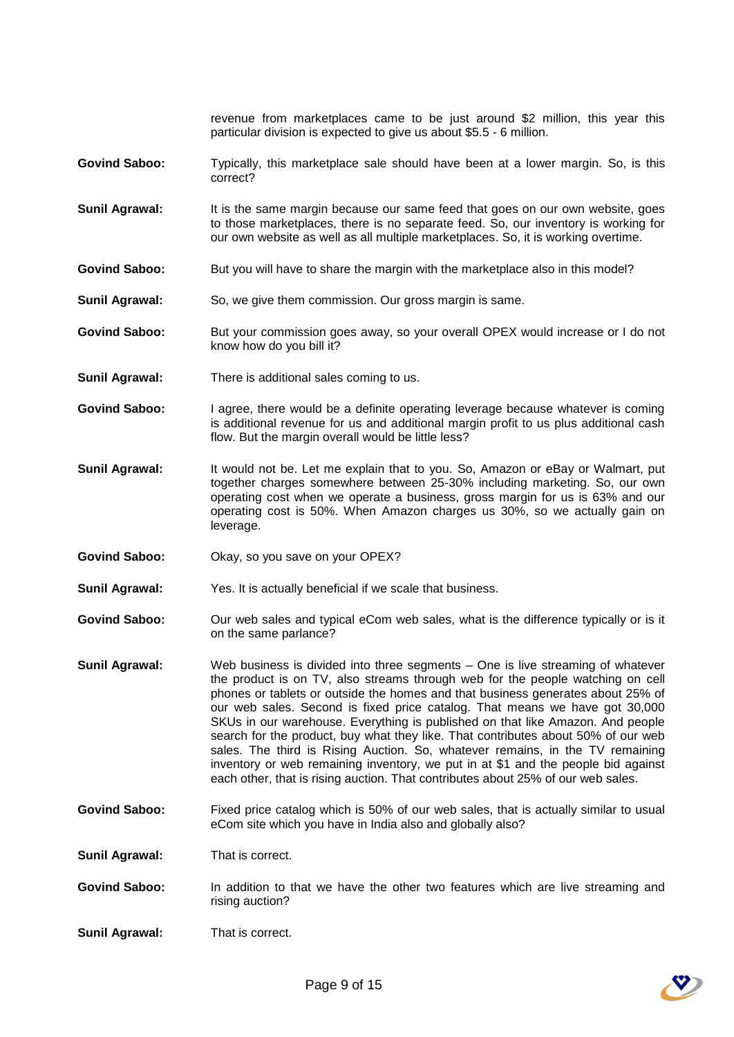revenue from marketplaces came to be just around $2 million, this year this particular division is expected to give us about $5.5 - 6 million.

**Govind Saboo:** Typically, this marketplace sale should have been at a lower margin. So, is this correct?

**Sunil Agrawal:** It is the same margin because our same feed that goes on our own website, goes to those marketplaces, there is no separate feed. So, our inventory is working for our own website as well as all multiple marketplaces. So, it is working overtime.

**Govind Saboo:** But you will have to share the margin with the marketplace also in this model?

**Sunil Agrawal:** So, we give them commission. Our gross margin is same.

**Govind Saboo:** But your commission goes away, so your overall OPEX would increase or I do not know how do you bill it?

**Sunil Agrawal:** There is additional sales coming to us.

**Govind Saboo:** I agree, there would be a definite operating leverage because whatever is coming is additional revenue for us and additional margin profit to us plus additional cash flow. But the margin overall would be little less?

**Sunil Agrawal:** It would not be. Let me explain that to you. So, Amazon or eBay or Walmart, put together charges somewhere between 25-30% including marketing. So, our own operating cost when we operate a business, gross margin for us is 63% and our operating cost is 50%. When Amazon charges us 30%, so we actually gain on leverage.

**Govind Saboo:** Okay, so you save on your OPEX?

**Sunil Agrawal:** Yes. It is actually beneficial if we scale that business.

**Govind Saboo:** Our web sales and typical eCom web sales, what is the difference typically or is it on the same parlance?

**Sunil Agrawal:** Web business is divided into three segments – One is live streaming of whatever the product is on TV, also streams through web for the people watching on cell phones or tablets or outside the homes and that business generates about 25% of our web sales. Second is fixed price catalog. That means we have got 30,000 SKUs in our warehouse. Everything is published on that like Amazon. And people search for the product, buy what they like. That contributes about 50% of our web sales. The third is Rising Auction. So, whatever remains, in the TV remaining inventory or web remaining inventory, we put in at $1 and the people bid against each other, that is rising auction. That contributes about 25% of our web sales.

**Govind Saboo:** Fixed price catalog which is 50% of our web sales, that is actually similar to usual eCom site which you have in India also and globally also?

**Sunil Agrawal:** That is correct.

**Govind Saboo:** In addition to that we have the other two features which are live streaming and rising auction?

**Sunil Agrawal:** That is correct.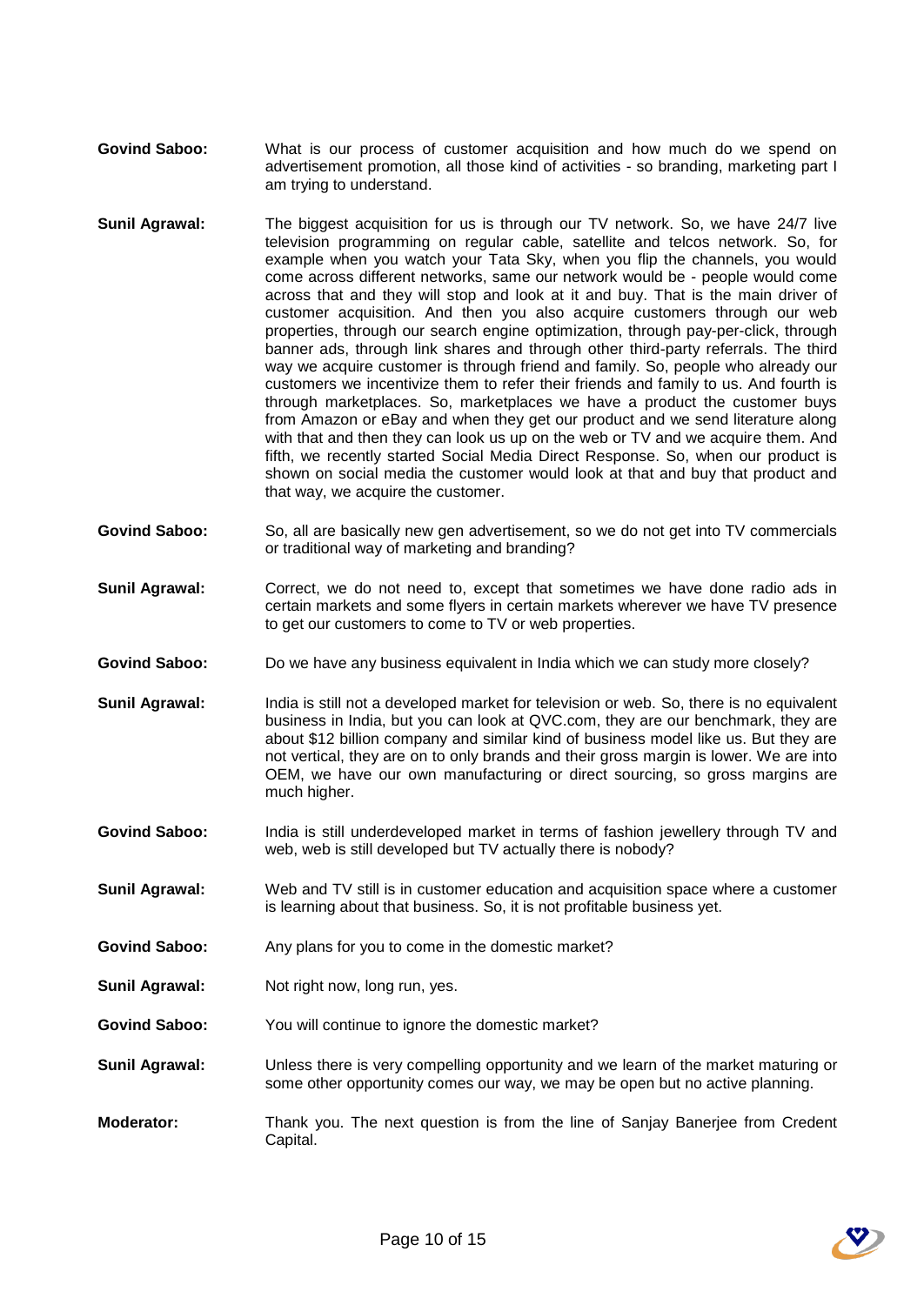**Govind Saboo:** What is our process of customer acquisition and how much do we spend on advertisement promotion, all those kind of activities - so branding, marketing part I am trying to understand.

**Sunil Agrawal:** The biggest acquisition for us is through our TV network. So, we have 24/7 live television programming on regular cable, satellite and telcos network. So, for example when you watch your Tata Sky, when you flip the channels, you would come across different networks, same our network would be - people would come across that and they will stop and look at it and buy. That is the main driver of customer acquisition. And then you also acquire customers through our web properties, through our search engine optimization, through pay-per-click, through banner ads, through link shares and through other third-party referrals. The third way we acquire customer is through friend and family. So, people who already our customers we incentivize them to refer their friends and family to us. And fourth is through marketplaces. So, marketplaces we have a product the customer buys from Amazon or eBay and when they get our product and we send literature along with that and then they can look us up on the web or TV and we acquire them. And fifth, we recently started Social Media Direct Response. So, when our product is shown on social media the customer would look at that and buy that product and that way, we acquire the customer.

**Govind Saboo:** So, all are basically new gen advertisement, so we do not get into TV commercials or traditional way of marketing and branding?

**Sunil Agrawal:** Correct, we do not need to, except that sometimes we have done radio ads in certain markets and some flyers in certain markets wherever we have TV presence to get our customers to come to TV or web properties.

**Govind Saboo:** Do we have any business equivalent in India which we can study more closely?

**Sunil Agrawal:** India is still not a developed market for television or web. So, there is no equivalent business in India, but you can look at QVC.com, they are our benchmark, they are about $12 billion company and similar kind of business model like us. But they are not vertical, they are on to only brands and their gross margin is lower. We are into OEM, we have our own manufacturing or direct sourcing, so gross margins are much higher.

**Govind Saboo:** India is still underdeveloped market in terms of fashion jewellery through TV and web, web is still developed but TV actually there is nobody?

**Sunil Agrawal:** Web and TV still is in customer education and acquisition space where a customer is learning about that business. So, it is not profitable business yet.

**Govind Saboo:** Any plans for you to come in the domestic market?

**Sunil Agrawal:** Not right now, long run, yes.

**Govind Saboo:** You will continue to ignore the domestic market?

**Sunil Agrawal:** Unless there is very compelling opportunity and we learn of the market maturing or some other opportunity comes our way, we may be open but no active planning.

**Moderator:** Thank you. The next question is from the line of Sanjay Banerjee from Credent Capital.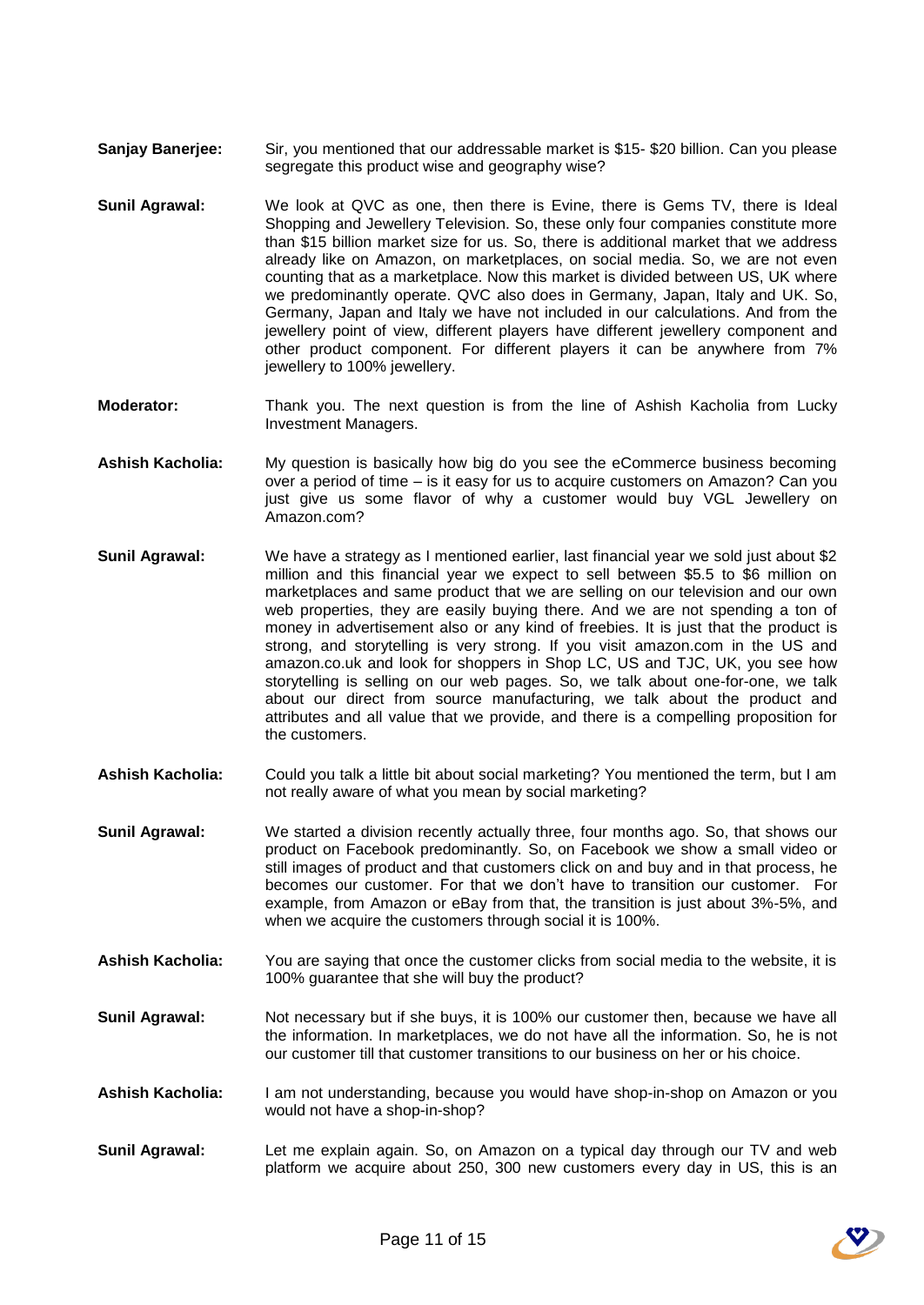**Sanjay Banerjee:** Sir, you mentioned that our addressable market is \$15- \$20 billion. Can you please segregate this product wise and geography wise?

**Sunil Agrawal:** We look at QVC as one, then there is Evine, there is Gems TV, there is Ideal Shopping and Jewellery Television. So, these only four companies constitute more than \$15 billion market size for us. So, there is additional market that we address already like on Amazon, on marketplaces, on social media. So, we are not even counting that as a marketplace. Now this market is divided between US, UK where we predominantly operate. QVC also does in Germany, Japan, Italy and UK. So, Germany, Japan and Italy we have not included in our calculations. And from the jewellery point of view, different players have different jewellery component and other product component. For different players it can be anywhere from 7% jewellery to 100% jewellery.

**Moderator:** Thank you. The next question is from the line of Ashish Kacholia from Lucky Investment Managers.

**Ashish Kacholia:** My question is basically how big do you see the eCommerce business becoming over a period of time – is it easy for us to acquire customers on Amazon? Can you just give us some flavor of why a customer would buy VGL Jewellery on Amazon.com?

**Sunil Agrawal:** We have a strategy as I mentioned earlier, last financial year we sold just about \$2 million and this financial year we expect to sell between \$5.5 to \$6 million on marketplaces and same product that we are selling on our television and our own web properties, they are easily buying there. And we are not spending a ton of money in advertisement also or any kind of freebies. It is just that the product is strong, and storytelling is very strong. If you visit amazon.com in the US and amazon.co.uk and look for shoppers in Shop LC, US and TJC, UK, you see how storytelling is selling on our web pages. So, we talk about one-for-one, we talk about our direct from source manufacturing, we talk about the product and attributes and all value that we provide, and there is a compelling proposition for the customers.

**Ashish Kacholia:** Could you talk a little bit about social marketing? You mentioned the term, but I am not really aware of what you mean by social marketing?

**Sunil Agrawal:** We started a division recently actually three, four months ago. So, that shows our product on Facebook predominantly. So, on Facebook we show a small video or still images of product and that customers click on and buy and in that process, he becomes our customer. For that we don't have to transition our customer. For example, from Amazon or eBay from that, the transition is just about 3%-5%, and when we acquire the customers through social it is 100%.

**Ashish Kacholia:** You are saying that once the customer clicks from social media to the website, it is 100% guarantee that she will buy the product?

**Sunil Agrawal:** Not necessary but if she buys, it is 100% our customer then, because we have all the information. In marketplaces, we do not have all the information. So, he is not our customer till that customer transitions to our business on her or his choice.

**Ashish Kacholia:** I am not understanding, because you would have shop-in-shop on Amazon or you would not have a shop-in-shop?

**Sunil Agrawal:** Let me explain again. So, on Amazon on a typical day through our TV and web platform we acquire about 250, 300 new customers every day in US, this is an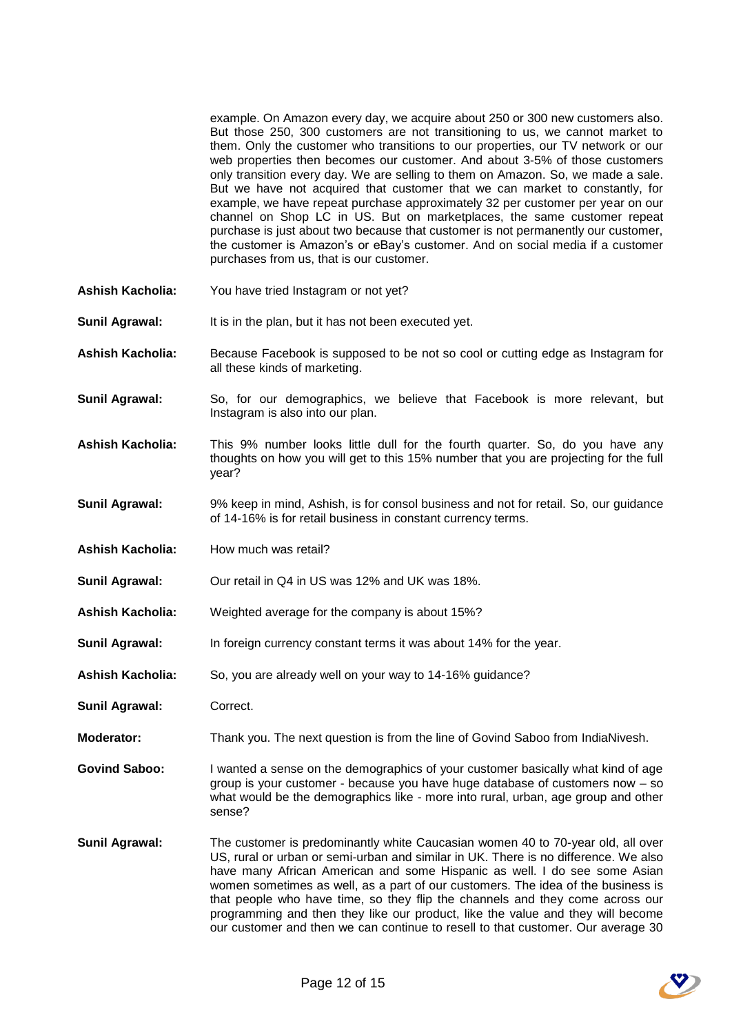example. On Amazon every day, we acquire about 250 or 300 new customers also. But those 250, 300 customers are not transitioning to us, we cannot market to them. Only the customer who transitions to our properties, our TV network or our web properties then becomes our customer. And about 3-5% of those customers only transition every day. We are selling to them on Amazon. So, we made a sale. But we have not acquired that customer that we can market to constantly, for example, we have repeat purchase approximately 32 per customer per year on our channel on Shop LC in US. But on marketplaces, the same customer repeat purchase is just about two because that customer is not permanently our customer, the customer is Amazon's or eBay's customer. And on social media if a customer purchases from us, that is our customer.

**Ashish Kacholia:** You have tried Instagram or not yet?

**Sunil Agrawal:** It is in the plan, but it has not been executed yet.

**Ashish Kacholia:** Because Facebook is supposed to be not so cool or cutting edge as Instagram for all these kinds of marketing.

**Sunil Agrawal:** So, for our demographics, we believe that Facebook is more relevant, but Instagram is also into our plan.

**Ashish Kacholia:** This 9% number looks little dull for the fourth quarter. So, do you have any thoughts on how you will get to this 15% number that you are projecting for the full year?

**Sunil Agrawal:** 9% keep in mind, Ashish, is for consol business and not for retail. So, our guidance of 14-16% is for retail business in constant currency terms.

**Ashish Kacholia:** How much was retail?

**Sunil Agrawal:** Our retail in Q4 in US was 12% and UK was 18%.

**Ashish Kacholia:** Weighted average for the company is about 15%?

**Sunil Agrawal:** In foreign currency constant terms it was about 14% for the year.

**Ashish Kacholia:** So, you are already well on your way to 14-16% guidance?

**Sunil Agrawal:** Correct.

**Moderator:** Thank you. The next question is from the line of Govind Saboo from IndiaNivesh.

**Govind Saboo:** I wanted a sense on the demographics of your customer basically what kind of age group is your customer - because you have huge database of customers now – so what would be the demographics like - more into rural, urban, age group and other sense?

**Sunil Agrawal:** The customer is predominantly white Caucasian women 40 to 70-year old, all over US, rural or urban or semi-urban and similar in UK. There is no difference. We also have many African American and some Hispanic as well. I do see some Asian women sometimes as well, as a part of our customers. The idea of the business is that people who have time, so they flip the channels and they come across our programming and then they like our product, like the value and they will become our customer and then we can continue to resell to that customer. Our average 30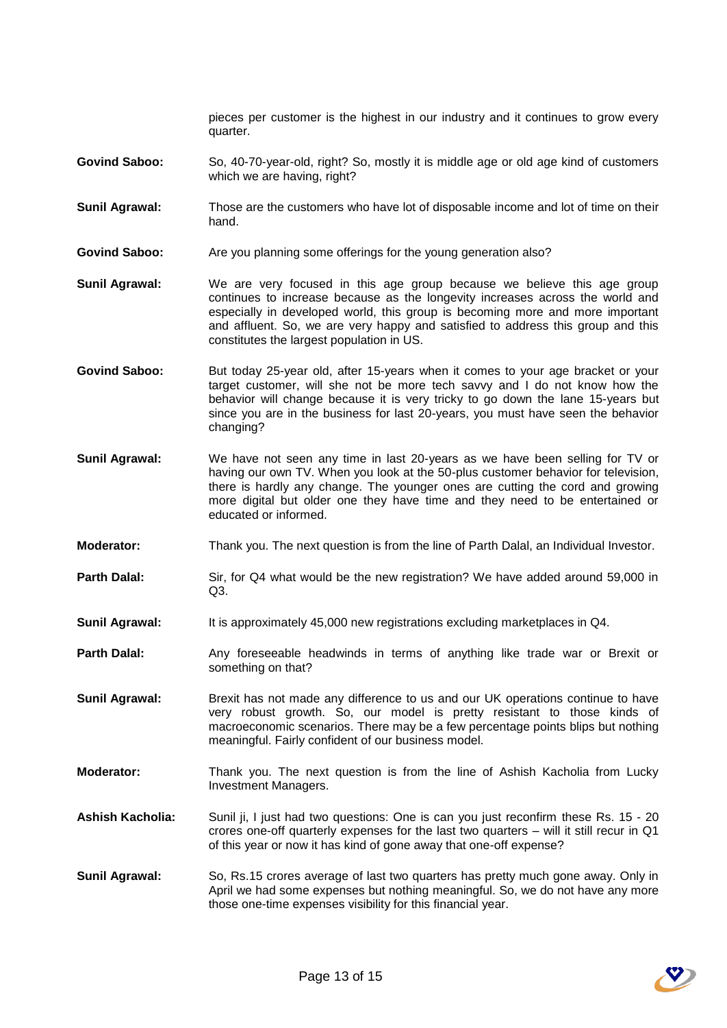pieces per customer is the highest in our industry and it continues to grow every quarter.

**Govind Saboo:** So, 40-70-year-old, right? So, mostly it is middle age or old age kind of customers which we are having, right?

**Sunil Agrawal:** Those are the customers who have lot of disposable income and lot of time on their hand.

**Govind Saboo:** Are you planning some offerings for the young generation also?

**Sunil Agrawal:** We are very focused in this age group because we believe this age group continues to increase because as the longevity increases across the world and especially in developed world, this group is becoming more and more important and affluent. So, we are very happy and satisfied to address this group and this constitutes the largest population in US.

**Govind Saboo:** But today 25-year old, after 15-years when it comes to your age bracket or your target customer, will she not be more tech savvy and I do not know how the behavior will change because it is very tricky to go down the lane 15-years but since you are in the business for last 20-years, you must have seen the behavior changing?

**Sunil Agrawal:** We have not seen any time in last 20-years as we have been selling for TV or having our own TV. When you look at the 50-plus customer behavior for television, there is hardly any change. The younger ones are cutting the cord and growing more digital but older one they have time and they need to be entertained or educated or informed.

**Moderator:** Thank you. The next question is from the line of Parth Dalal, an Individual Investor.

**Parth Dalal:** Sir, for Q4 what would be the new registration? We have added around 59,000 in Q3.

**Sunil Agrawal:** It is approximately 45,000 new registrations excluding marketplaces in Q4.

**Parth Dalal:** Any foreseeable headwinds in terms of anything like trade war or Brexit or something on that?

**Sunil Agrawal:** Brexit has not made any difference to us and our UK operations continue to have very robust growth. So, our model is pretty resistant to those kinds of macroeconomic scenarios. There may be a few percentage points blips but nothing meaningful. Fairly confident of our business model.

**Moderator:** Thank you. The next question is from the line of Ashish Kacholia from Lucky Investment Managers.

**Ashish Kacholia:** Sunil ji, I just had two questions: One is can you just reconfirm these Rs. 15 - 20 crores one-off quarterly expenses for the last two quarters – will it still recur in Q1 of this year or now it has kind of gone away that one-off expense?

**Sunil Agrawal:** So, Rs.15 crores average of last two quarters has pretty much gone away. Only in April we had some expenses but nothing meaningful. So, we do not have any more those one-time expenses visibility for this financial year.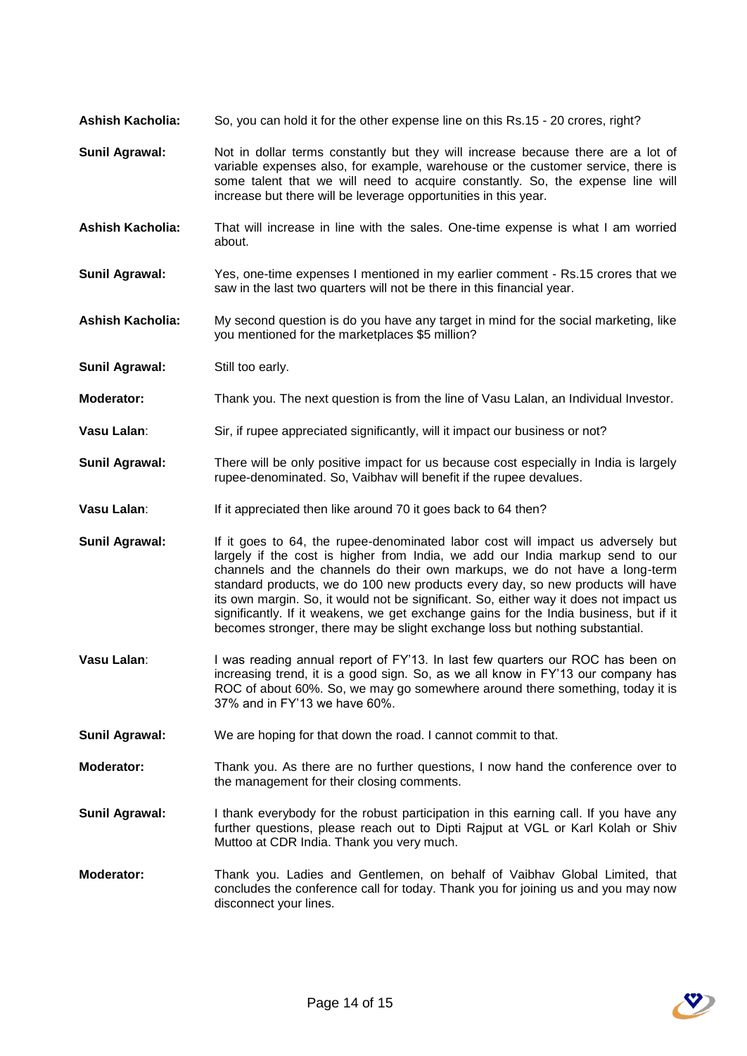**Ashish Kacholia:** So, you can hold it for the other expense line on this Rs.15 - 20 crores, right?

**Sunil Agrawal:** Not in dollar terms constantly but they will increase because there are a lot of variable expenses also, for example, warehouse or the customer service, there is some talent that we will need to acquire constantly. So, the expense line will increase but there will be leverage opportunities in this year.

**Ashish Kacholia:** That will increase in line with the sales. One-time expense is what I am worried about.

**Sunil Agrawal:** Yes, one-time expenses I mentioned in my earlier comment - Rs.15 crores that we saw in the last two quarters will not be there in this financial year.

**Ashish Kacholia:** My second question is do you have any target in mind for the social marketing, like you mentioned for the marketplaces $5 million?

**Sunil Agrawal:** Still too early.

**Moderator:** Thank you. The next question is from the line of Vasu Lalan, an Individual Investor.

**Vasu Lalan**: Sir, if rupee appreciated significantly, will it impact our business or not?

**Sunil Agrawal:** There will be only positive impact for us because cost especially in India is largely rupee-denominated. So, Vaibhav will benefit if the rupee devalues.

**Vasu Lalan**: If it appreciated then like around 70 it goes back to 64 then?

**Sunil Agrawal:** If it goes to 64, the rupee-denominated labor cost will impact us adversely but largely if the cost is higher from India, we add our India markup send to our channels and the channels do their own markups, we do not have a long-term standard products, we do 100 new products every day, so new products will have its own margin. So, it would not be significant. So, either way it does not impact us significantly. If it weakens, we get exchange gains for the India business, but if it becomes stronger, there may be slight exchange loss but nothing substantial.

**Vasu Lalan**: I was reading annual report of FY'13. In last few quarters our ROC has been on increasing trend, it is a good sign. So, as we all know in FY'13 our company has ROC of about 60%. So, we may go somewhere around there something, today it is 37% and in FY'13 we have 60%.

**Sunil Agrawal:** We are hoping for that down the road. I cannot commit to that.

**Moderator:** Thank you. As there are no further questions, I now hand the conference over to the management for their closing comments.

**Sunil Agrawal:** I thank everybody for the robust participation in this earning call. If you have any further questions, please reach out to Dipti Rajput at VGL or Karl Kolah or Shiv Muttoo at CDR India. Thank you very much.

**Moderator:** Thank you. Ladies and Gentlemen, on behalf of Vaibhav Global Limited, that concludes the conference call for today. Thank you for joining us and you may now disconnect your lines.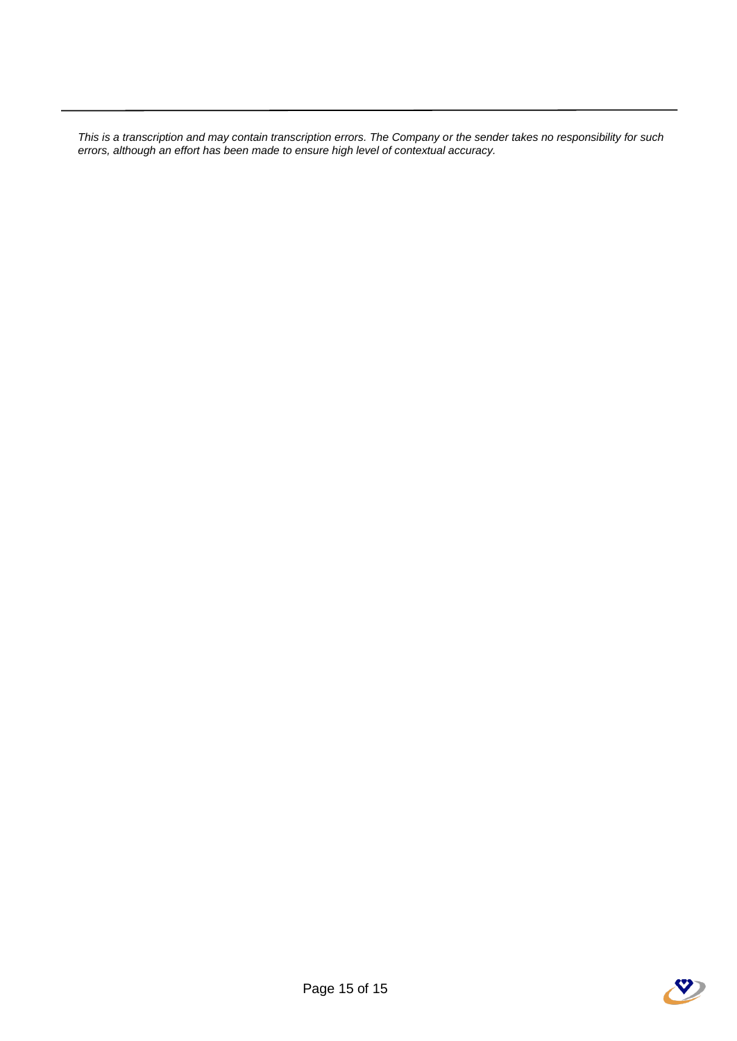---

*This is a transcription and may contain transcription errors. The Company or the sender takes no responsibility for such errors, although an effort has been made to ensure high level of contextual accuracy.*